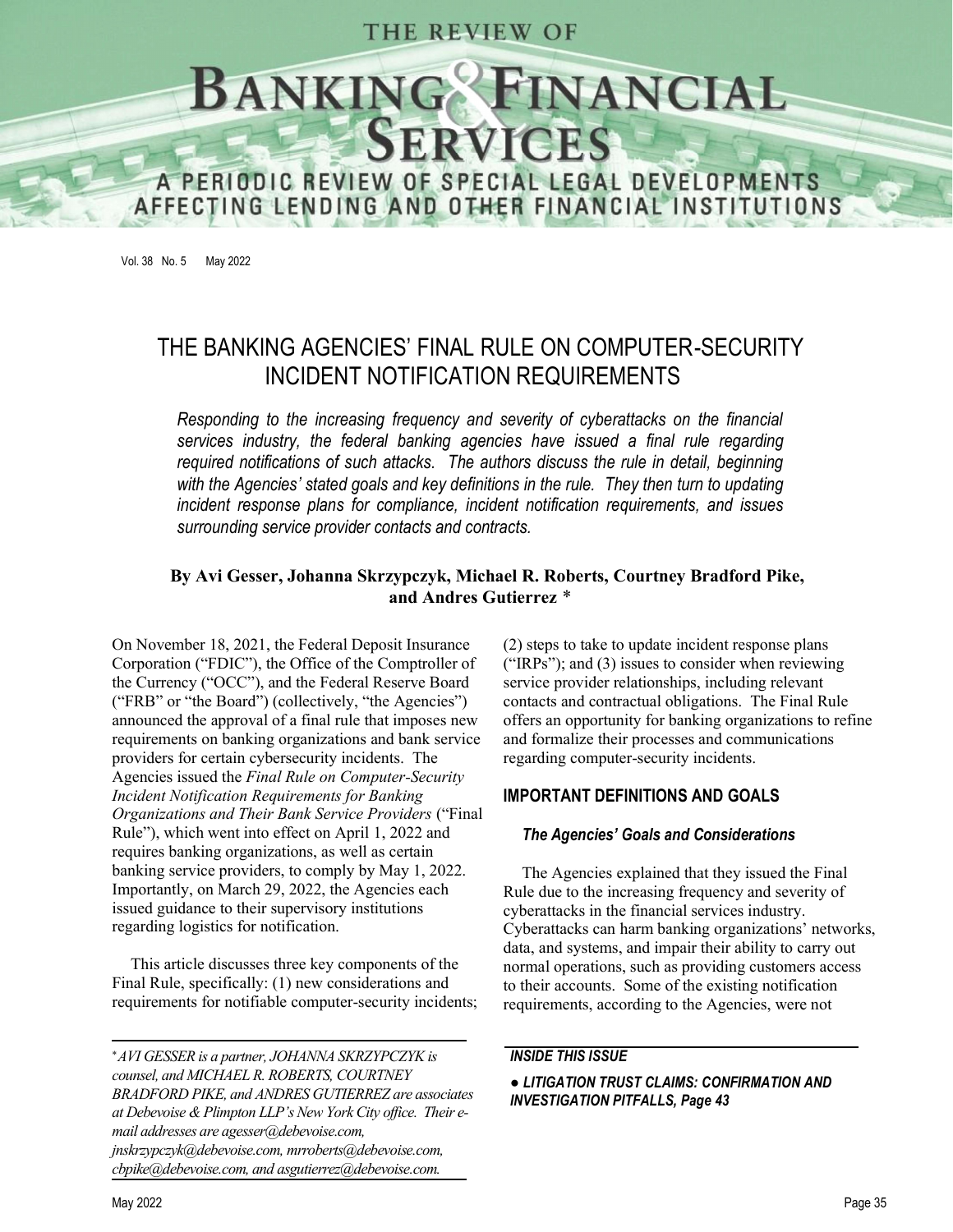# THE BANKING AGENCIES' FINAL RULE ON COMPUTER-SECURITY INCIDENT NOTIFICATION REQUIREMENTS

*Responding to the increasing frequency and severity of cyberattacks on the financial services industry, the federal banking agencies have issued a final rule regarding required notifications of such attacks. The authors discuss the rule in detail, beginning with the Agencies' stated goals and key definitions in the rule. They then turn to updating incident response plans for compliance, incident notification requirements, and issues surrounding service provider contacts and contracts.*

**By Avi Gesser, Johanna Skrzypczyk, Michael R. Roberts, Courtney Bradford Pike, and Andres Gutierrez** *

On November 18, 2021, the Federal Deposit Insurance Corporation ("FDIC"), the Office of the Comptroller of the Currency ("OCC"), and the Federal Reserve Board ("FRB" or "the Board") (collectively, "the Agencies") announced the approval of a final rule that imposes new requirements on banking organizations and bank service providers for certain cybersecurity incidents. The Agencies issued the *Final Rule on Computer-Security Incident Notification Requirements for Banking Organizations and Their Bank Service Providers* ("Final Rule"), which went into effect on April 1, 2022 and requires banking organizations, as well as certain banking service providers, to comply by May 1, 2022. Importantly, on March 29, 2022, the Agencies each issued guidance to their supervisory institutions regarding logistics for notification.

This article discusses three key components of the Final Rule, specifically: (1) new considerations and requirements for notifiable computer-security incidents; (2) steps to take to update incident response plans ("IRPs"); and (3) issues to consider when reviewing service provider relationships, including relevant contacts and contractual obligations. The Final Rule offers an opportunity for banking organizations to refine and formalize their processes and communications regarding computer-security incidents.

## IMPORTANT DEFINITIONS AND GOALS

### *The Agencies' Goals and Considerations*

The Agencies explained that they issued the Final Rule due to the increasing frequency and severity of cyberattacks in the financial services industry. Cyberattacks can harm banking organizations' networks, data, and systems, and impair their ability to carry out normal operations, such as providing customers access to their accounts. Some of the existing notification requirements, according to the Agencies, were not

---

* *AVI GESSER is a partner, JOHANNA SKRZYPCZYK is counsel, and MICHAEL R. ROBERTS, COURTNEY BRADFORD PIKE, and ANDRES GUTIERREZ are associates at Debevoise & Plimpton LLP's New York City office. Their e-mail addresses are agesser@debevoise.com, jnskrzypczyk@debevoise.com, mrroberts@debevoise.com, cbpike@debevoise.com, and asgutierrez@debevoise.com.*

***INSIDE THIS ISSUE***

***● LITIGATION TRUST CLAIMS: CONFIRMATION AND INVESTIGATION PITFALLS, Page 43***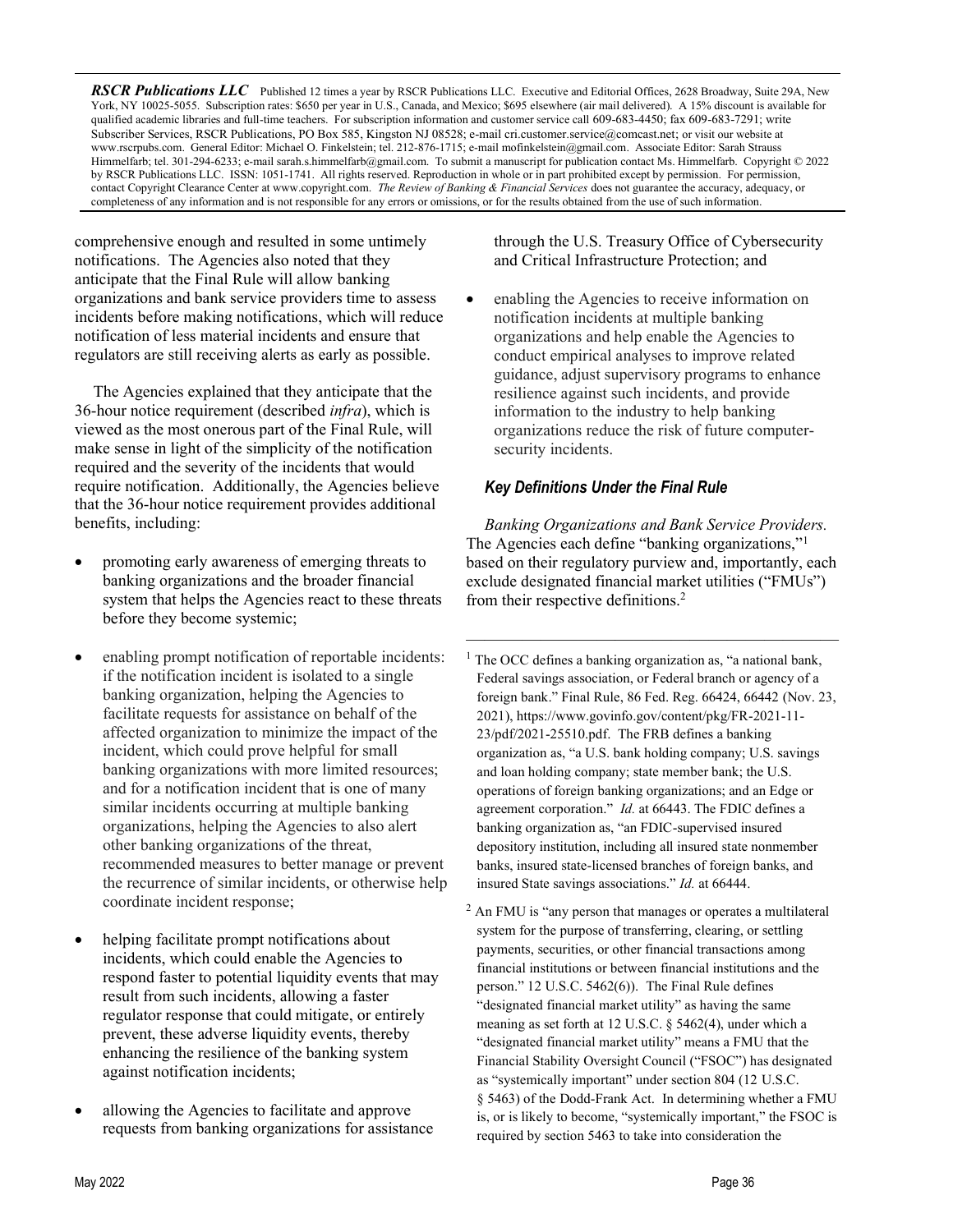comprehensive enough and resulted in some untimely notifications. The Agencies also noted that they anticipate that the Final Rule will allow banking organizations and bank service providers time to assess incidents before making notifications, which will reduce notification of less material incidents and ensure that regulators are still receiving alerts as early as possible.

The Agencies explained that they anticipate that the 36-hour notice requirement (described *infra*), which is viewed as the most onerous part of the Final Rule, will make sense in light of the simplicity of the notification required and the severity of the incidents that would require notification. Additionally, the Agencies believe that the 36-hour notice requirement provides additional benefits, including:

- promoting early awareness of emerging threats to banking organizations and the broader financial system that helps the Agencies react to these threats before they become systemic;
- enabling prompt notification of reportable incidents: if the notification incident is isolated to a single banking organization, helping the Agencies to facilitate requests for assistance on behalf of the affected organization to minimize the impact of the incident, which could prove helpful for small banking organizations with more limited resources; and for a notification incident that is one of many similar incidents occurring at multiple banking organizations, helping the Agencies to also alert other banking organizations of the threat, recommended measures to better manage or prevent the recurrence of similar incidents, or otherwise help coordinate incident response;
- helping facilitate prompt notifications about incidents, which could enable the Agencies to respond faster to potential liquidity events that may result from such incidents, allowing a faster regulator response that could mitigate, or entirely prevent, these adverse liquidity events, thereby enhancing the resilience of the banking system against notification incidents;
- allowing the Agencies to facilitate and approve requests from banking organizations for assistance through the U.S. Treasury Office of Cybersecurity and Critical Infrastructure Protection; and
- enabling the Agencies to receive information on notification incidents at multiple banking organizations and help enable the Agencies to conduct empirical analyses to improve related guidance, adjust supervisory programs to enhance resilience against such incidents, and provide information to the industry to help banking organizations reduce the risk of future computer-security incidents.

### *Key Definitions Under the Final Rule*

*Banking Organizations and Bank Service Providers.* The Agencies each define "banking organizations,"[1] based on their regulatory purview and, importantly, each exclude designated financial market utilities ("FMUs") from their respective definitions.[2]

---

[1] The OCC defines a banking organization as, "a national bank, Federal savings association, or Federal branch or agency of a foreign bank." Final Rule, 86 Fed. Reg. 66424, 66442 (Nov. 23, 2021), https://www.govinfo.gov/content/pkg/FR-2021-11-23/pdf/2021-25510.pdf. The FRB defines a banking organization as, "a U.S. bank holding company; U.S. savings and loan holding company; state member bank; the U.S. operations of foreign banking organizations; and an Edge or agreement corporation." *Id.* at 66443. The FDIC defines a banking organization as, "an FDIC-supervised insured depository institution, including all insured state nonmember banks, insured state-licensed branches of foreign banks, and insured State savings associations." *Id.* at 66444.

[2] An FMU is "any person that manages or operates a multilateral system for the purpose of transferring, clearing, or settling payments, securities, or other financial transactions among financial institutions or between financial institutions and the person." 12 U.S.C. 5462(6)). The Final Rule defines "designated financial market utility" as having the same meaning as set forth at 12 U.S.C. § 5462(4), under which a "designated financial market utility" means a FMU that the Financial Stability Oversight Council ("FSOC") has designated as "systemically important" under section 804 (12 U.S.C. § 5463) of the Dodd-Frank Act. In determining whether a FMU is, or is likely to become, "systemically important," the FSOC is required by section 5463 to take into consideration the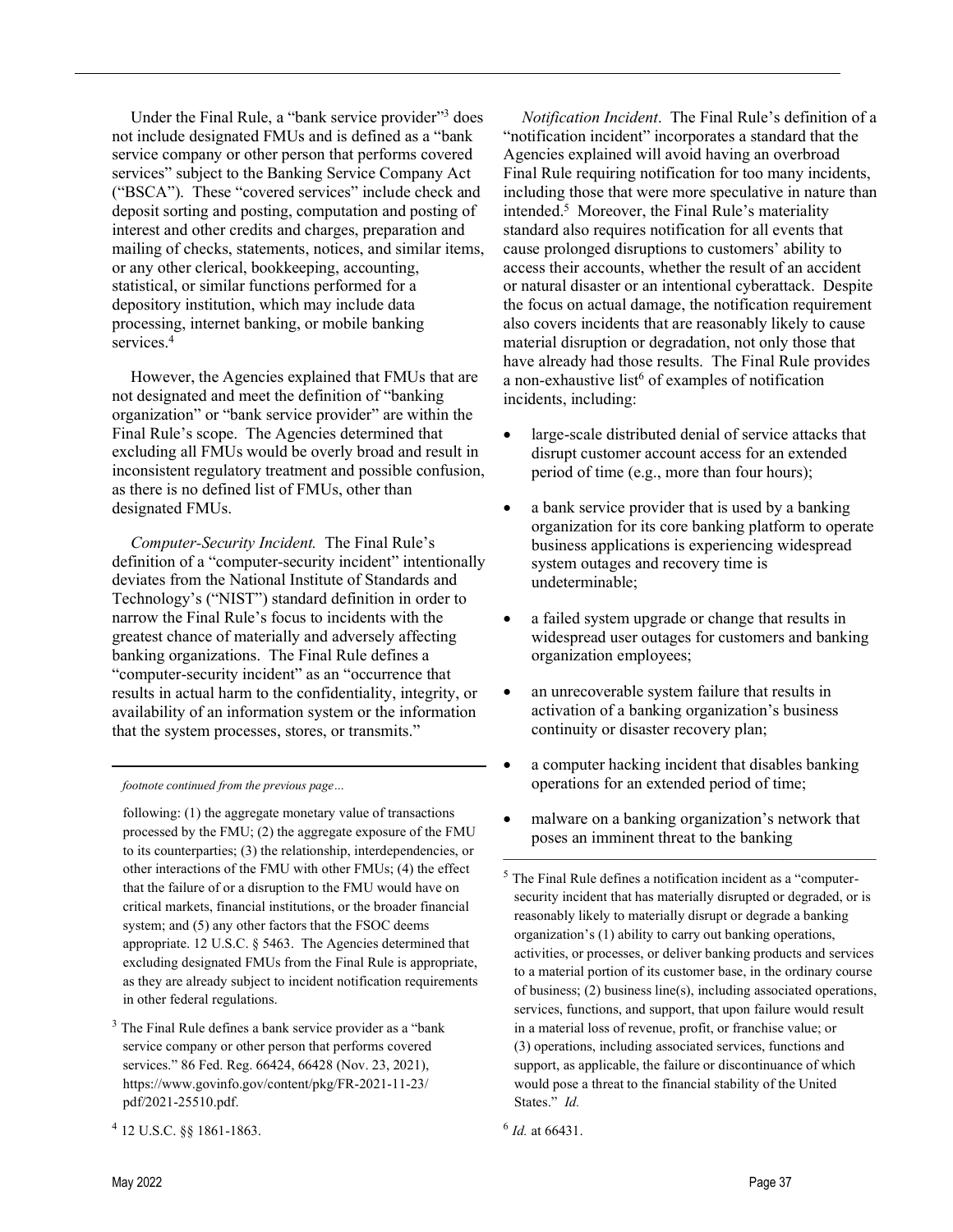Under the Final Rule, a "bank service provider"[3] does not include designated FMUs and is defined as a "bank service company or other person that performs covered services" subject to the Banking Service Company Act ("BSCA"). These "covered services" include check and deposit sorting and posting, computation and posting of interest and other credits and charges, preparation and mailing of checks, statements, notices, and similar items, or any other clerical, bookkeeping, accounting, statistical, or similar functions performed for a depository institution, which may include data processing, internet banking, or mobile banking services.[4]

However, the Agencies explained that FMUs that are not designated and meet the definition of "banking organization" or "bank service provider" are within the Final Rule's scope. The Agencies determined that excluding all FMUs would be overly broad and result in inconsistent regulatory treatment and possible confusion, as there is no defined list of FMUs, other than designated FMUs.

*Computer-Security Incident.* The Final Rule's definition of a "computer-security incident" intentionally deviates from the National Institute of Standards and Technology's ("NIST") standard definition in order to narrow the Final Rule's focus to incidents with the greatest chance of materially and adversely affecting banking organizations. The Final Rule defines a "computer-security incident" as an "occurrence that results in actual harm to the confidentiality, integrity, or availability of an information system or the information that the system processes, stores, or transmits."

*Notification Incident*. The Final Rule's definition of a "notification incident" incorporates a standard that the Agencies explained will avoid having an overbroad Final Rule requiring notification for too many incidents, including those that were more speculative in nature than intended.[5] Moreover, the Final Rule's materiality standard also requires notification for all events that cause prolonged disruptions to customers' ability to access their accounts, whether the result of an accident or natural disaster or an intentional cyberattack. Despite the focus on actual damage, the notification requirement also covers incidents that are reasonably likely to cause material disruption or degradation, not only those that have already had those results. The Final Rule provides a non-exhaustive list[6] of examples of notification incidents, including:

- large-scale distributed denial of service attacks that disrupt customer account access for an extended period of time (e.g., more than four hours);
- a bank service provider that is used by a banking organization for its core banking platform to operate business applications is experiencing widespread system outages and recovery time is undeterminable;
- a failed system upgrade or change that results in widespread user outages for customers and banking organization employees;
- an unrecoverable system failure that results in activation of a banking organization's business continuity or disaster recovery plan;
- a computer hacking incident that disables banking operations for an extended period of time;
- malware on a banking organization's network that poses an imminent threat to the banking

---

*footnote continued from the previous page…*

following: (1) the aggregate monetary value of transactions processed by the FMU; (2) the aggregate exposure of the FMU to its counterparties; (3) the relationship, interdependencies, or other interactions of the FMU with other FMUs; (4) the effect that the failure of or a disruption to the FMU would have on critical markets, financial institutions, or the broader financial system; and (5) any other factors that the FSOC deems appropriate. 12 U.S.C. § 5463. The Agencies determined that excluding designated FMUs from the Final Rule is appropriate, as they are already subject to incident notification requirements in other federal regulations.

[3] The Final Rule defines a bank service provider as a "bank service company or other person that performs covered services." 86 Fed. Reg. 66424, 66428 (Nov. 23, 2021), https://www.govinfo.gov/content/pkg/FR-2021-11-23/pdf/2021-25510.pdf.

[4] 12 U.S.C. §§ 1861-1863.

[5] The Final Rule defines a notification incident as a "computer-security incident that has materially disrupted or degraded, or is reasonably likely to materially disrupt or degrade a banking organization's (1) ability to carry out banking operations, activities, or processes, or deliver banking products and services to a material portion of its customer base, in the ordinary course of business; (2) business line(s), including associated operations, services, functions, and support, that upon failure would result in a material loss of revenue, profit, or franchise value; or (3) operations, including associated services, functions and support, as applicable, the failure or discontinuance of which would pose a threat to the financial stability of the United States." *Id.*

[6] *Id.* at 66431.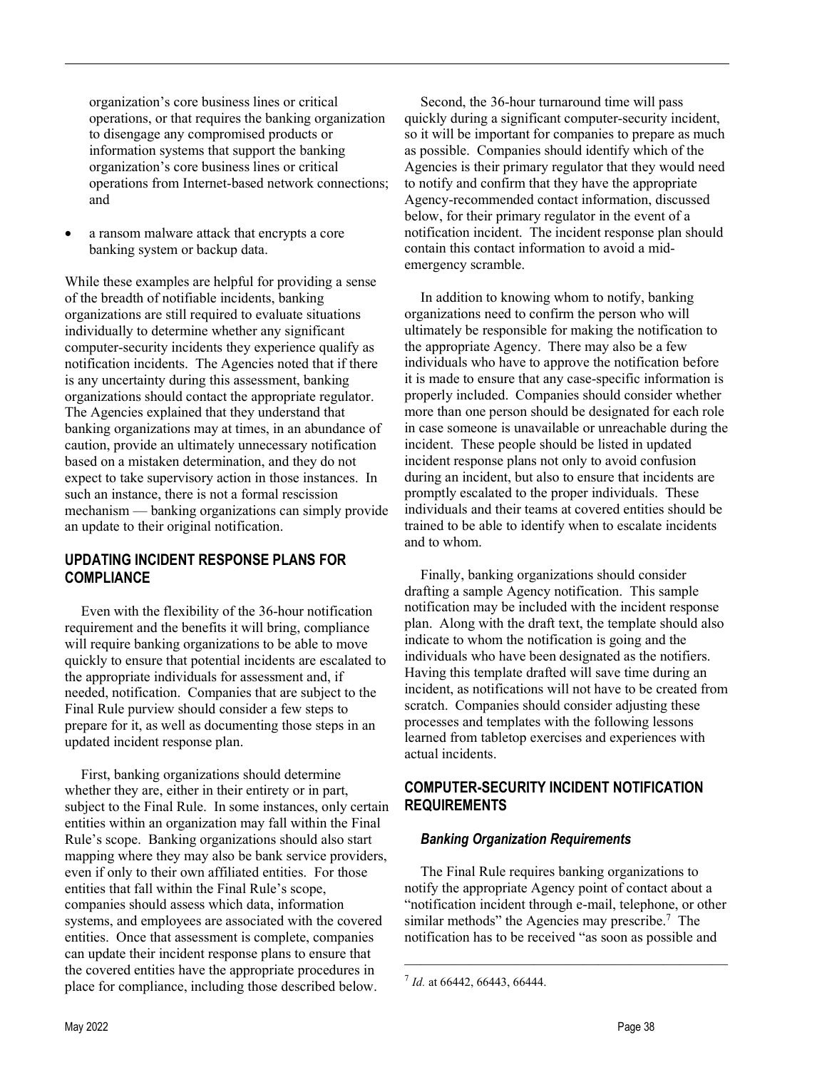organization's core business lines or critical operations, or that requires the banking organization to disengage any compromised products or information systems that support the banking organization's core business lines or critical operations from Internet-based network connections; and

- a ransom malware attack that encrypts a core banking system or backup data.

While these examples are helpful for providing a sense of the breadth of notifiable incidents, banking organizations are still required to evaluate situations individually to determine whether any significant computer-security incidents they experience qualify as notification incidents. The Agencies noted that if there is any uncertainty during this assessment, banking organizations should contact the appropriate regulator. The Agencies explained that they understand that banking organizations may at times, in an abundance of caution, provide an ultimately unnecessary notification based on a mistaken determination, and they do not expect to take supervisory action in those instances. In such an instance, there is not a formal rescission mechanism — banking organizations can simply provide an update to their original notification.

## UPDATING INCIDENT RESPONSE PLANS FOR COMPLIANCE

Even with the flexibility of the 36-hour notification requirement and the benefits it will bring, compliance will require banking organizations to be able to move quickly to ensure that potential incidents are escalated to the appropriate individuals for assessment and, if needed, notification. Companies that are subject to the Final Rule purview should consider a few steps to prepare for it, as well as documenting those steps in an updated incident response plan.

First, banking organizations should determine whether they are, either in their entirety or in part, subject to the Final Rule. In some instances, only certain entities within an organization may fall within the Final Rule's scope. Banking organizations should also start mapping where they may also be bank service providers, even if only to their own affiliated entities. For those entities that fall within the Final Rule's scope, companies should assess which data, information systems, and employees are associated with the covered entities. Once that assessment is complete, companies can update their incident response plans to ensure that the covered entities have the appropriate procedures in place for compliance, including those described below.

Second, the 36-hour turnaround time will pass quickly during a significant computer-security incident, so it will be important for companies to prepare as much as possible. Companies should identify which of the Agencies is their primary regulator that they would need to notify and confirm that they have the appropriate Agency-recommended contact information, discussed below, for their primary regulator in the event of a notification incident. The incident response plan should contain this contact information to avoid a mid-emergency scramble.

In addition to knowing whom to notify, banking organizations need to confirm the person who will ultimately be responsible for making the notification to the appropriate Agency. There may also be a few individuals who have to approve the notification before it is made to ensure that any case-specific information is properly included. Companies should consider whether more than one person should be designated for each role in case someone is unavailable or unreachable during the incident. These people should be listed in updated incident response plans not only to avoid confusion during an incident, but also to ensure that incidents are promptly escalated to the proper individuals. These individuals and their teams at covered entities should be trained to be able to identify when to escalate incidents and to whom.

Finally, banking organizations should consider drafting a sample Agency notification. This sample notification may be included with the incident response plan. Along with the draft text, the template should also indicate to whom the notification is going and the individuals who have been designated as the notifiers. Having this template drafted will save time during an incident, as notifications will not have to be created from scratch. Companies should consider adjusting these processes and templates with the following lessons learned from tabletop exercises and experiences with actual incidents.

## COMPUTER-SECURITY INCIDENT NOTIFICATION REQUIREMENTS

### *Banking Organization Requirements*

The Final Rule requires banking organizations to notify the appropriate Agency point of contact about a "notification incident through e-mail, telephone, or other similar methods" the Agencies may prescribe.[7] The notification has to be received "as soon as possible and

[7] *Id.* at 66442, 66443, 66444.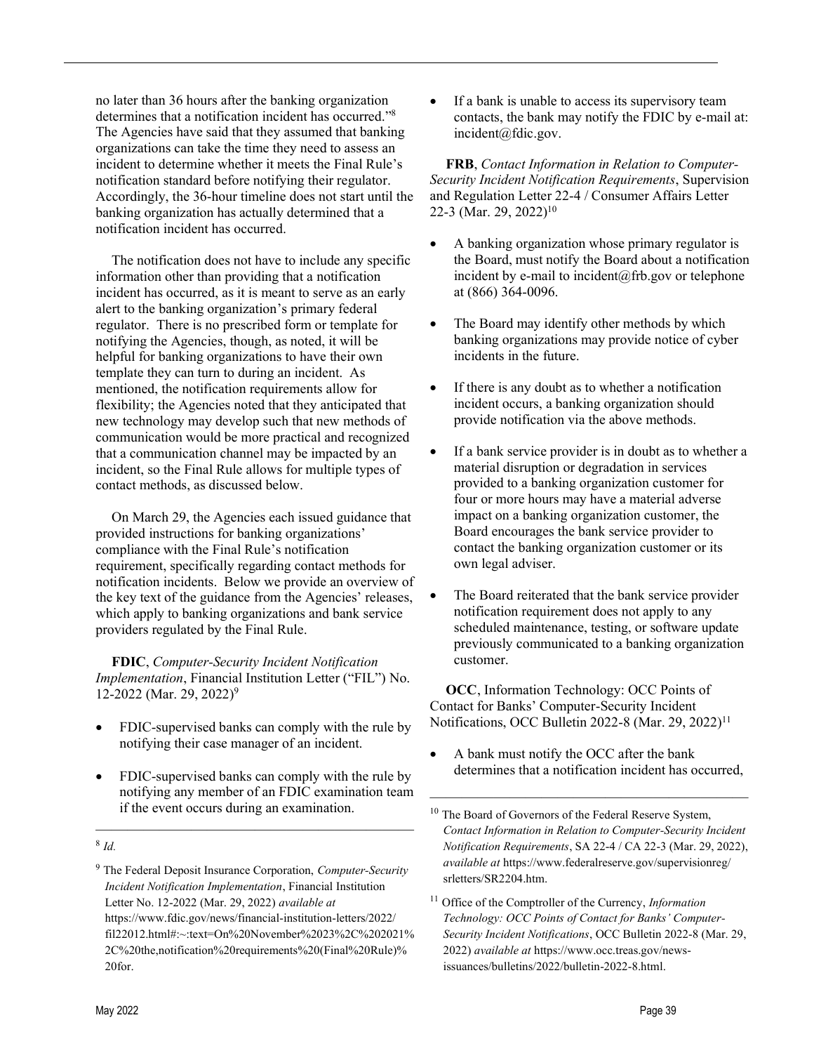no later than 36 hours after the banking organization determines that a notification incident has occurred."[8] The Agencies have said that they assumed that banking organizations can take the time they need to assess an incident to determine whether it meets the Final Rule's notification standard before notifying their regulator. Accordingly, the 36-hour timeline does not start until the banking organization has actually determined that a notification incident has occurred.

The notification does not have to include any specific information other than providing that a notification incident has occurred, as it is meant to serve as an early alert to the banking organization's primary federal regulator. There is no prescribed form or template for notifying the Agencies, though, as noted, it will be helpful for banking organizations to have their own template they can turn to during an incident. As mentioned, the notification requirements allow for flexibility; the Agencies noted that they anticipated that new technology may develop such that new methods of communication would be more practical and recognized that a communication channel may be impacted by an incident, so the Final Rule allows for multiple types of contact methods, as discussed below.

On March 29, the Agencies each issued guidance that provided instructions for banking organizations' compliance with the Final Rule's notification requirement, specifically regarding contact methods for notification incidents. Below we provide an overview of the key text of the guidance from the Agencies' releases, which apply to banking organizations and bank service providers regulated by the Final Rule.

**FDIC**, *Computer-Security Incident Notification Implementation*, Financial Institution Letter ("FIL") No. 12-2022 (Mar. 29, 2022)[9]

- FDIC-supervised banks can comply with the rule by notifying their case manager of an incident.
- FDIC-supervised banks can comply with the rule by notifying any member of an FDIC examination team if the event occurs during an examination.
- If a bank is unable to access its supervisory team contacts, the bank may notify the FDIC by e-mail at: incident@fdic.gov.

**FRB**, *Contact Information in Relation to Computer-Security Incident Notification Requirements*, Supervision and Regulation Letter 22-4 / Consumer Affairs Letter 22-3 (Mar. 29, 2022)[10]

- A banking organization whose primary regulator is the Board, must notify the Board about a notification incident by e-mail to incident@frb.gov or telephone at (866) 364-0096.
- The Board may identify other methods by which banking organizations may provide notice of cyber incidents in the future.
- If there is any doubt as to whether a notification incident occurs, a banking organization should provide notification via the above methods.
- If a bank service provider is in doubt as to whether a material disruption or degradation in services provided to a banking organization customer for four or more hours may have a material adverse impact on a banking organization customer, the Board encourages the bank service provider to contact the banking organization customer or its own legal adviser.
- The Board reiterated that the bank service provider notification requirement does not apply to any scheduled maintenance, testing, or software update previously communicated to a banking organization customer.

**OCC**, Information Technology: OCC Points of Contact for Banks' Computer-Security Incident Notifications, OCC Bulletin 2022-8 (Mar. 29, 2022)[11]

- A bank must notify the OCC after the bank determines that a notification incident has occurred,

---

[8] *Id.*

[9] The Federal Deposit Insurance Corporation, *Computer-Security Incident Notification Implementation*, Financial Institution Letter No. 12-2022 (Mar. 29, 2022) *available at* https://www.fdic.gov/news/financial-institution-letters/2022/fil22012.html#:~:text=On%20November%2023%2C%202021%2C%20the,notification%20requirements%20(Final%20Rule)%20for.

[10] The Board of Governors of the Federal Reserve System, *Contact Information in Relation to Computer-Security Incident Notification Requirements*, SA 22-4 / CA 22-3 (Mar. 29, 2022), *available at* https://www.federalreserve.gov/supervisionreg/srletters/SR2204.htm.

[11] Office of the Comptroller of the Currency, *Information Technology: OCC Points of Contact for Banks' Computer-Security Incident Notifications*, OCC Bulletin 2022-8 (Mar. 29, 2022) *available at* https://www.occ.treas.gov/news-issuances/bulletins/2022/bulletin-2022-8.html.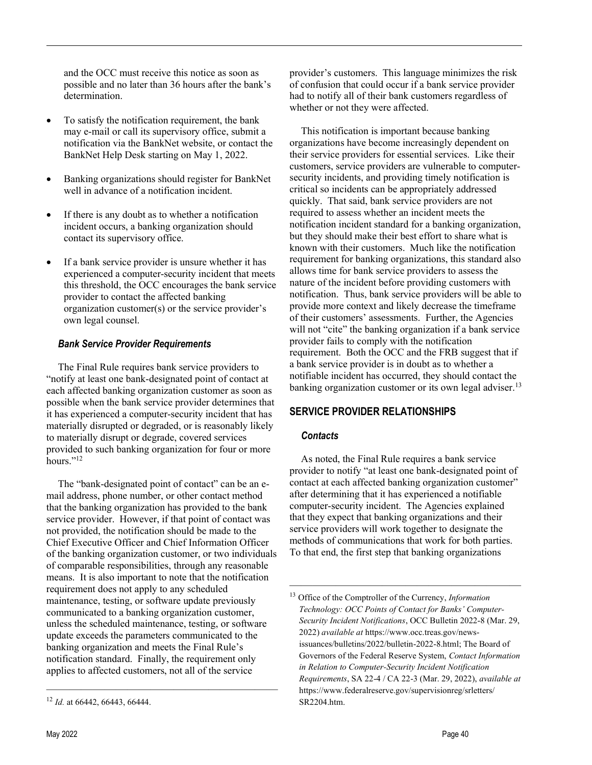and the OCC must receive this notice as soon as possible and no later than 36 hours after the bank's determination.

- To satisfy the notification requirement, the bank may e-mail or call its supervisory office, submit a notification via the BankNet website, or contact the BankNet Help Desk starting on May 1, 2022.
- Banking organizations should register for BankNet well in advance of a notification incident.
- If there is any doubt as to whether a notification incident occurs, a banking organization should contact its supervisory office.
- If a bank service provider is unsure whether it has experienced a computer-security incident that meets this threshold, the OCC encourages the bank service provider to contact the affected banking organization customer(s) or the service provider's own legal counsel.

### *Bank Service Provider Requirements*

The Final Rule requires bank service providers to "notify at least one bank-designated point of contact at each affected banking organization customer as soon as possible when the bank service provider determines that it has experienced a computer-security incident that has materially disrupted or degraded, or is reasonably likely to materially disrupt or degrade, covered services provided to such banking organization for four or more hours."[12]

The "bank-designated point of contact" can be an e-mail address, phone number, or other contact method that the banking organization has provided to the bank service provider. However, if that point of contact was not provided, the notification should be made to the Chief Executive Officer and Chief Information Officer of the banking organization customer, or two individuals of comparable responsibilities, through any reasonable means. It is also important to note that the notification requirement does not apply to any scheduled maintenance, testing, or software update previously communicated to a banking organization customer, unless the scheduled maintenance, testing, or software update exceeds the parameters communicated to the banking organization and meets the Final Rule's notification standard. Finally, the requirement only applies to affected customers, not all of the service provider's customers. This language minimizes the risk of confusion that could occur if a bank service provider had to notify all of their bank customers regardless of whether or not they were affected.

This notification is important because banking organizations have become increasingly dependent on their service providers for essential services. Like their customers, service providers are vulnerable to computer-security incidents, and providing timely notification is critical so incidents can be appropriately addressed quickly. That said, bank service providers are not required to assess whether an incident meets the notification incident standard for a banking organization, but they should make their best effort to share what is known with their customers. Much like the notification requirement for banking organizations, this standard also allows time for bank service providers to assess the nature of the incident before providing customers with notification. Thus, bank service providers will be able to provide more context and likely decrease the timeframe of their customers' assessments. Further, the Agencies will not "cite" the banking organization if a bank service provider fails to comply with the notification requirement. Both the OCC and the FRB suggest that if a bank service provider is in doubt as to whether a notifiable incident has occurred, they should contact the banking organization customer or its own legal adviser.[13]

## SERVICE PROVIDER RELATIONSHIPS

### *Contacts*

As noted, the Final Rule requires a bank service provider to notify "at least one bank-designated point of contact at each affected banking organization customer" after determining that it has experienced a notifiable computer-security incident. The Agencies explained that they expect that banking organizations and their service providers will work together to designate the methods of communications that work for both parties. To that end, the first step that banking organizations

---

[12] *Id.* at 66442, 66443, 66444.

[13] Office of the Comptroller of the Currency, *Information Technology: OCC Points of Contact for Banks' Computer-Security Incident Notifications*, OCC Bulletin 2022-8 (Mar. 29, 2022) *available at* https://www.occ.treas.gov/news-issuances/bulletins/2022/bulletin-2022-8.html; The Board of Governors of the Federal Reserve System, *Contact Information in Relation to Computer-Security Incident Notification Requirements*, SA 22-4 / CA 22-3 (Mar. 29, 2022), *available at* https://www.federalreserve.gov/supervisionreg/srletters/SR2204.htm.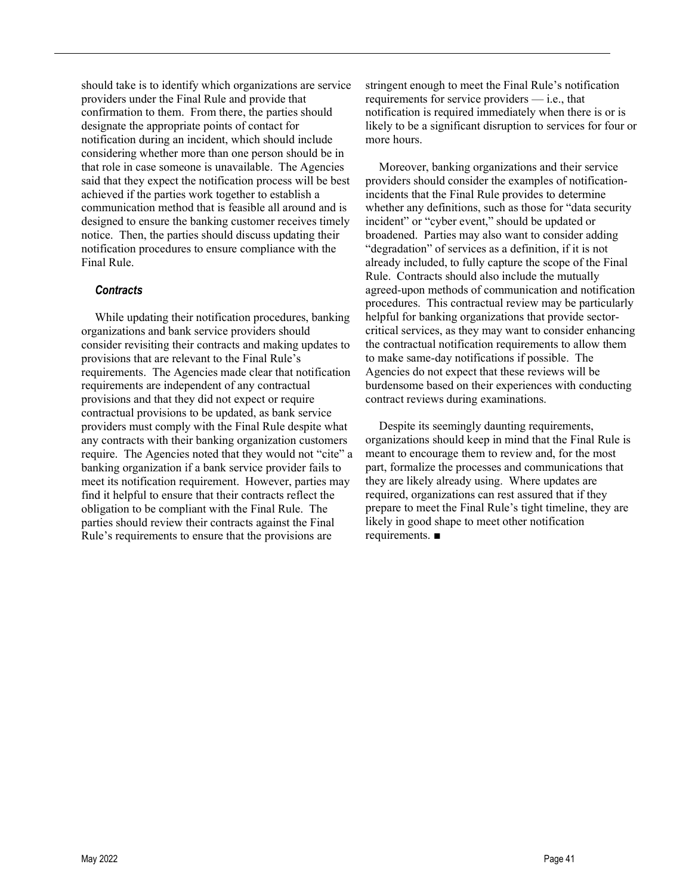should take is to identify which organizations are service providers under the Final Rule and provide that confirmation to them. From there, the parties should designate the appropriate points of contact for notification during an incident, which should include considering whether more than one person should be in that role in case someone is unavailable. The Agencies said that they expect the notification process will be best achieved if the parties work together to establish a communication method that is feasible all around and is designed to ensure the banking customer receives timely notice. Then, the parties should discuss updating their notification procedures to ensure compliance with the Final Rule.

### *Contracts*

While updating their notification procedures, banking organizations and bank service providers should consider revisiting their contracts and making updates to provisions that are relevant to the Final Rule's requirements. The Agencies made clear that notification requirements are independent of any contractual provisions and that they did not expect or require contractual provisions to be updated, as bank service providers must comply with the Final Rule despite what any contracts with their banking organization customers require. The Agencies noted that they would not "cite" a banking organization if a bank service provider fails to meet its notification requirement. However, parties may find it helpful to ensure that their contracts reflect the obligation to be compliant with the Final Rule. The parties should review their contracts against the Final Rule's requirements to ensure that the provisions are stringent enough to meet the Final Rule's notification requirements for service providers — i.e., that notification is required immediately when there is or is likely to be a significant disruption to services for four or more hours.

Moreover, banking organizations and their service providers should consider the examples of notification-incidents that the Final Rule provides to determine whether any definitions, such as those for "data security incident" or "cyber event," should be updated or broadened. Parties may also want to consider adding "degradation" of services as a definition, if it is not already included, to fully capture the scope of the Final Rule. Contracts should also include the mutually agreed-upon methods of communication and notification procedures. This contractual review may be particularly helpful for banking organizations that provide sector-critical services, as they may want to consider enhancing the contractual notification requirements to allow them to make same-day notifications if possible. The Agencies do not expect that these reviews will be burdensome based on their experiences with conducting contract reviews during examinations.

Despite its seemingly daunting requirements, organizations should keep in mind that the Final Rule is meant to encourage them to review and, for the most part, formalize the processes and communications that they are likely already using. Where updates are required, organizations can rest assured that if they prepare to meet the Final Rule's tight timeline, they are likely in good shape to meet other notification requirements. ■